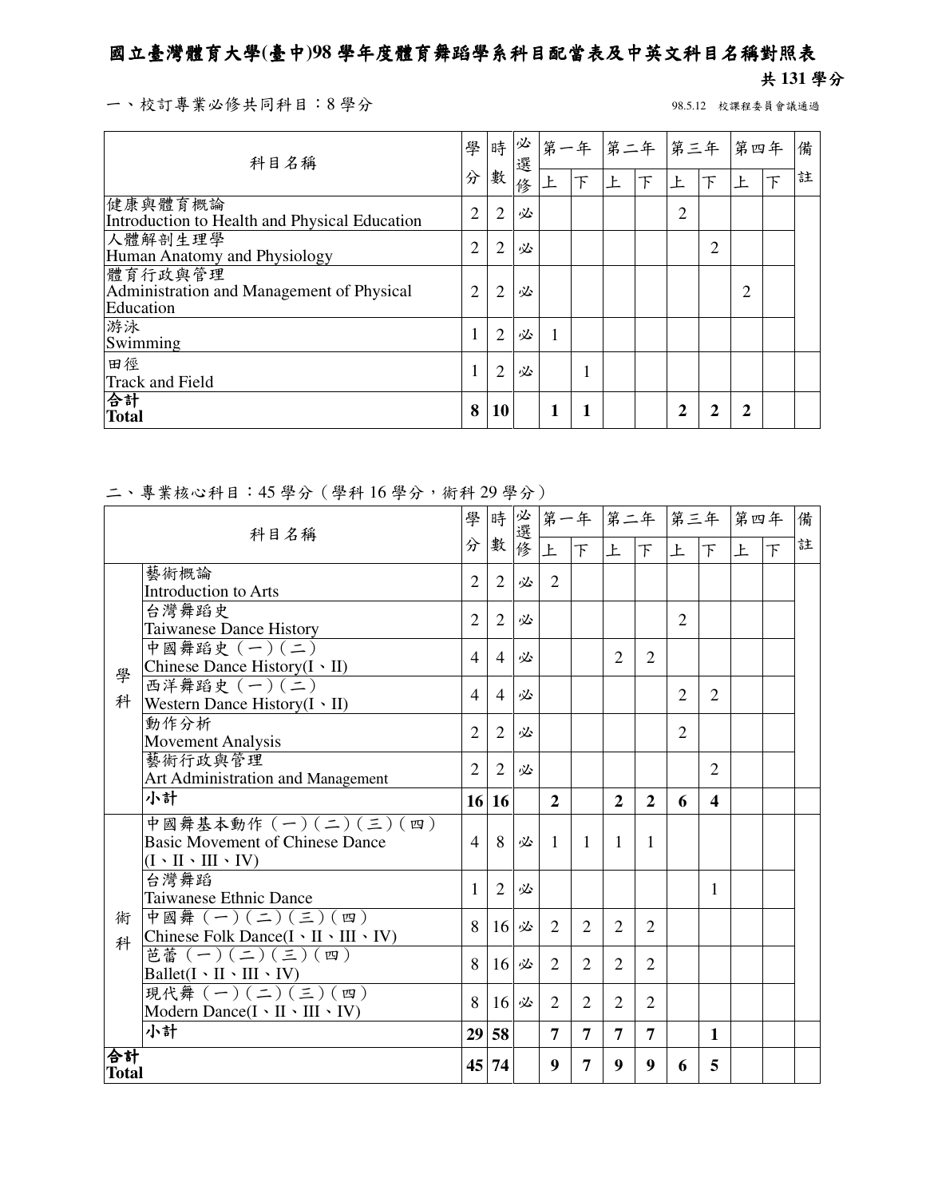# 國立臺灣體育大學(臺中)98 學年度體育舞蹈學系科目配當表及中英文科目名稱對照表

**共 131 學分**

一、校訂專業必修共同科目：8 學分

98.5.12 校課程委員會議通過

| 科目名稱 | 學分 | 時數 | 必選修 | 第一年上 | 第一年下 | 第二年上 | 第二年下 | 第三年上 | 第三年下 | 第四年上 | 第四年下 | 備註 |
|---|---|---|---|---|---|---|---|---|---|---|---|---|
| 健康與體育概論<br>Introduction to Health and Physical Education | 2 | 2 | 必 | | | | | 2 | | | | |
| 人體解剖生理學<br>Human Anatomy and Physiology | 2 | 2 | 必 | | | | | | 2 | | | |
| 體育行政與管理<br>Administration and Management of Physical Education | 2 | 2 | 必 | | | | | | | 2 | | |
| 游泳<br>Swimming | 1 | 2 | 必 | 1 | | | | | | | | |
| 田徑<br>Track and Field | 1 | 2 | 必 | | 1 | | | | | | | |
| **合計<br>Total** | **8** | **10** | | **1** | **1** | | | **2** | **2** | **2** | | |

二、專業核心科目：45 學分（學科 16 學分，術科 29 學分）

| | 科目名稱 | 學分 | 時數 | 必選修 | 第一年上 | 第一年下 | 第二年上 | 第二年下 | 第三年上 | 第三年下 | 第四年上 | 第四年下 | 備註 |
|---|---|---|---|---|---|---|---|---|---|---|---|---|---|
| 學科 | 藝術概論<br>Introduction to Arts | 2 | 2 | 必 | 2 | | | | | | | | |
| | 台灣舞蹈史<br>Taiwanese Dance History | 2 | 2 | 必 | | | | | 2 | | | | |
| | 中國舞蹈史（一）（二）<br>Chinese Dance History(I、II) | 4 | 4 | 必 | | | 2 | 2 | | | | | |
| | 西洋舞蹈史（一）（二）<br>Western Dance History(I、II) | 4 | 4 | 必 | | | | | 2 | 2 | | | |
| | 動作分析<br>Movement Analysis | 2 | 2 | 必 | | | | | 2 | | | | |
| | 藝術行政與管理<br>Art Administration and Management | 2 | 2 | 必 | | | | | | 2 | | | |
| | **小計** | **16** | **16** | | **2** | | **2** | **2** | **6** | **4** | | | |
| 術科 | 中國舞基本動作（一）（二）（三）（四）<br>Basic Movement of Chinese Dance (I、II、III、IV) | 4 | 8 | 必 | 1 | 1 | 1 | 1 | | | | | |
| | 台灣舞蹈<br>Taiwanese Ethnic Dance | 1 | 2 | 必 | | | | | | 1 | | | |
| | 中國舞（一）（二）（三）（四）<br>Chinese Folk Dance(I、II、III、IV) | 8 | 16 | 必 | 2 | 2 | 2 | 2 | | | | | |
| | 芭蕾（一）（二）（三）（四）<br>Ballet(I、II、III、IV) | 8 | 16 | 必 | 2 | 2 | 2 | 2 | | | | | |
| | 現代舞（一）（二）（三）（四）<br>Modern Dance(I、II、III、IV) | 8 | 16 | 必 | 2 | 2 | 2 | 2 | | | | | |
| | **小計** | **29** | **58** | | **7** | **7** | **7** | **7** | | **1** | | | |
| **合計<br>Total** | | **45** | **74** | | **9** | **7** | **9** | **9** | **6** | **5** | | | |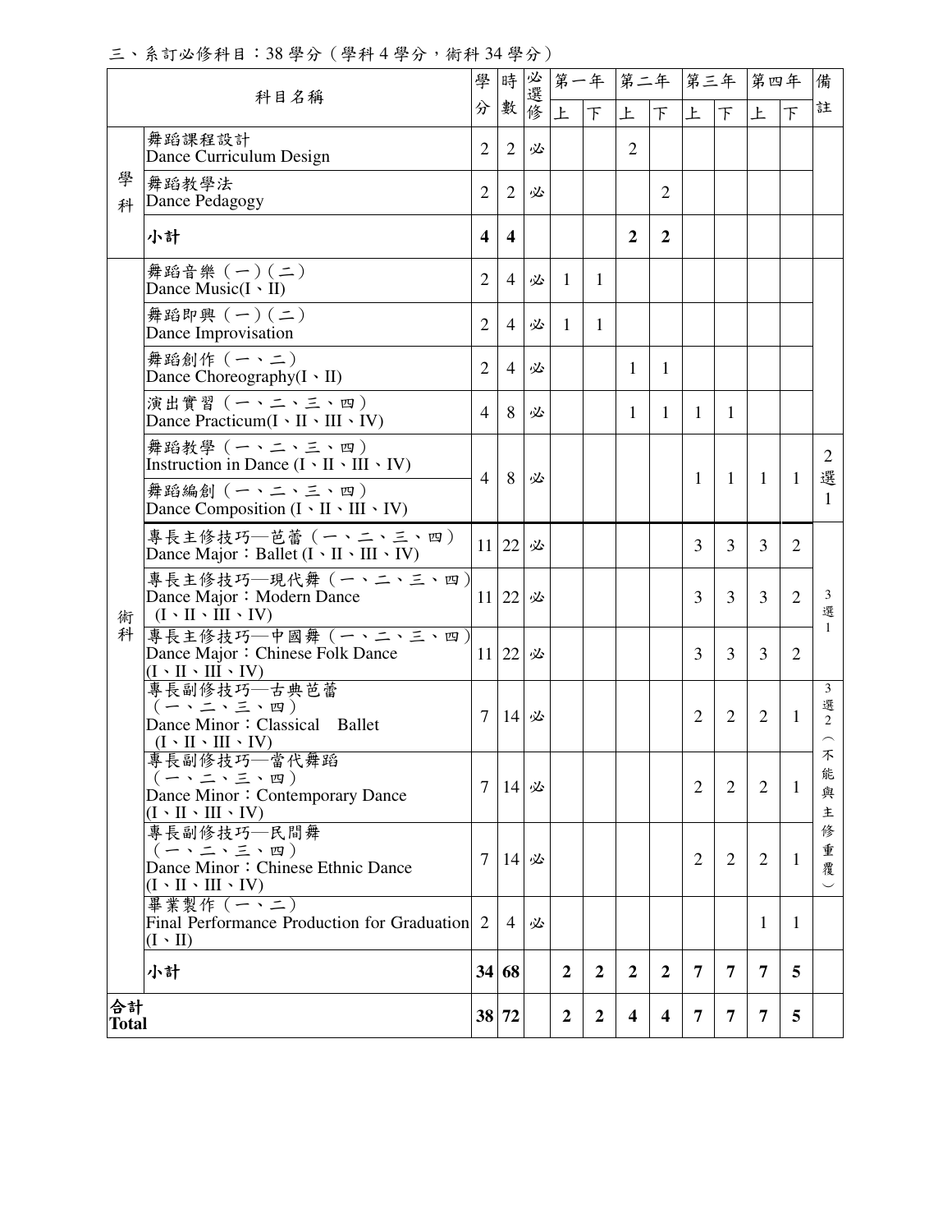三、系訂必修科目：38 學分（學科 4 學分，術科 34 學分）

| | 科目名稱 | 學分 | 時數 | 必選修 | 第一年上 | 第一年下 | 第二年上 | 第二年下 | 第三年上 | 第三年下 | 第四年上 | 第四年下 | 備註 |
|---|---|---|---|---|---|---|---|---|---|---|---|---|---|
| 學科 | 舞蹈課程設計 Dance Curriculum Design | 2 | 2 | 必 | | | 2 | | | | | | |
| 學科 | 舞蹈教學法 Dance Pedagogy | 2 | 2 | 必 | | | | 2 | | | | | |
| 學科 | **小計** | **4** | **4** | | | | **2** | **2** | | | | | |
| 術科 | 舞蹈音樂（一）（二） Dance Music(I、II) | 2 | 4 | 必 | 1 | 1 | | | | | | | |
| 術科 | 舞蹈即興（一）（二） Dance Improvisation | 2 | 4 | 必 | 1 | 1 | | | | | | | |
| 術科 | 舞蹈創作（一、二） Dance Choreography(I、II) | 2 | 4 | 必 | | | 1 | 1 | | | | | |
| 術科 | 演出實習（一、二、三、四） Dance Practicum(I、II、III、IV) | 4 | 8 | 必 | | | 1 | 1 | 1 | 1 | | | |
| 術科 | 舞蹈教學（一、二、三、四） Instruction in Dance (I、II、III、IV)<br>舞蹈編創（一、二、三、四） Dance Composition (I、II、III、IV) | 4 | 8 | 必 | | | | | 1 | 1 | 1 | 1 | 2選1 |
| 術科 | 專長主修技巧—芭蕾（一、二、三、四） Dance Major：Ballet (I、II、III、IV) | 11 | 22 | 必 | | | | | 3 | 3 | 3 | 2 | 3選1 |
| 術科 | 專長主修技巧—現代舞（一、二、三、四） Dance Major：Modern Dance (I、II、III、IV) | 11 | 22 | 必 | | | | | 3 | 3 | 3 | 2 | 3選1 |
| 術科 | 專長主修技巧—中國舞（一、二、三、四） Dance Major：Chinese Folk Dance (I、II、III、IV) | 11 | 22 | 必 | | | | | 3 | 3 | 3 | 2 | 3選1 |
| 術科 | 專長副修技巧—古典芭蕾（一、二、三、四） Dance Minor：Classical Ballet (I、II、III、IV) | 7 | 14 | 必 | | | | | 2 | 2 | 2 | 1 | 3選2（不能與主修重覆） |
| 術科 | 專長副修技巧—當代舞蹈（一、二、三、四） Dance Minor：Contemporary Dance (I、II、III、IV) | 7 | 14 | 必 | | | | | 2 | 2 | 2 | 1 | 3選2（不能與主修重覆） |
| 術科 | 專長副修技巧—民間舞（一、二、三、四） Dance Minor：Chinese Ethnic Dance (I、II、III、IV) | 7 | 14 | 必 | | | | | 2 | 2 | 2 | 1 | 3選2（不能與主修重覆） |
| 術科 | 畢業製作（一、二） Final Performance Production for Graduation (I、II) | 2 | 4 | 必 | | | | | | | 1 | 1 | |
| 術科 | **小計** | **34** | **68** | | **2** | **2** | **2** | **2** | **7** | **7** | **7** | **5** | |
| **合計 Total** | | **38** | **72** | | **2** | **2** | **4** | **4** | **7** | **7** | **7** | **5** | |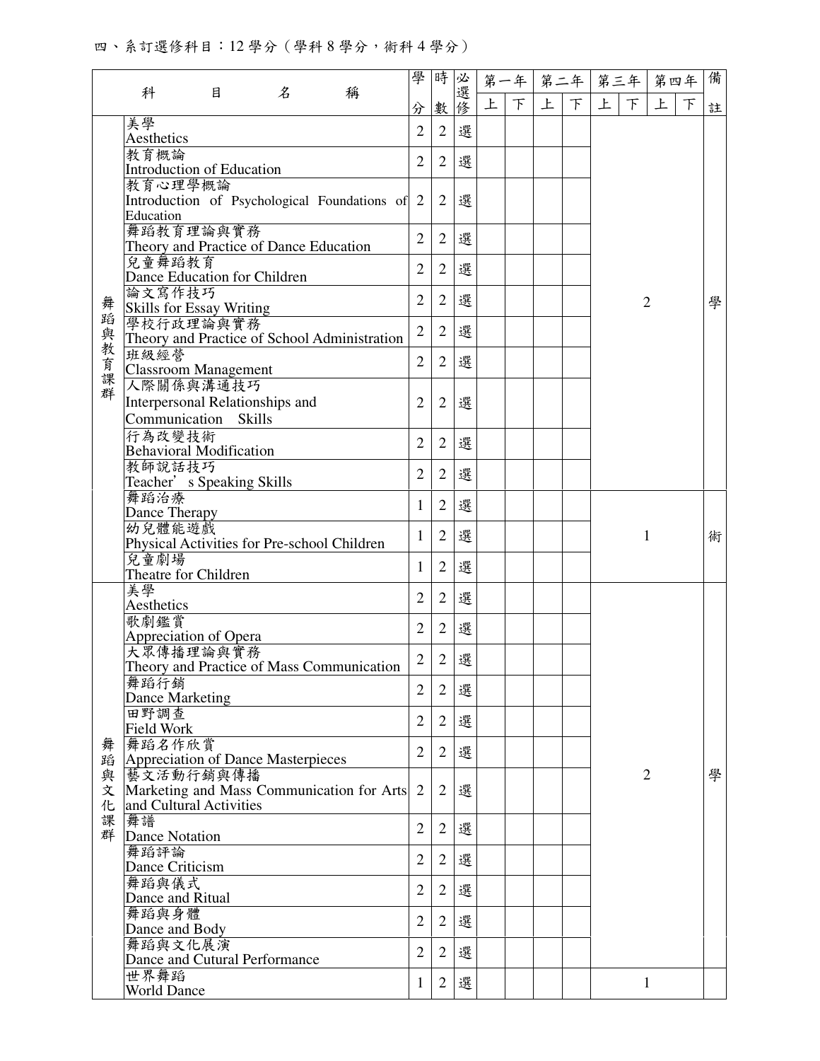四、系訂選修科目：12 學分（學科 8 學分，術科 4 學分）

| | 科目名稱 | 學分 | 時數 | 必選修 | 第一年上 | 第一年下 | 第二年上 | 第二年下 | 第三年上 | 第三年下 | 第四年上 | 第四年下 | 備註 |
|---|---|---|---|---|---|---|---|---|---|---|---|---|---|
| 舞蹈與教育課群 | 美學 Aesthetics | 2 | 2 | 選 | | | | | 2 | | | | 學 |
| | 教育概論 Introduction of Education | 2 | 2 | 選 | | | | | | | | | |
| | 教育心理學概論 Introduction of Psychological Foundations of Education | 2 | 2 | 選 | | | | | | | | | |
| | 舞蹈教育理論與實務 Theory and Practice of Dance Education | 2 | 2 | 選 | | | | | | | | | |
| | 兒童舞蹈教育 Dance Education for Children | 2 | 2 | 選 | | | | | | | | | |
| | 論文寫作技巧 Skills for Essay Writing | 2 | 2 | 選 | | | | | | | | | |
| | 學校行政理論與實務 Theory and Practice of School Administration | 2 | 2 | 選 | | | | | | | | | |
| | 班級經營 Classroom Management | 2 | 2 | 選 | | | | | | | | | |
| | 人際關係與溝通技巧 Interpersonal Relationships and Communication Skills | 2 | 2 | 選 | | | | | | | | | |
| | 行為改變技術 Behavioral Modification | 2 | 2 | 選 | | | | | | | | | |
| | 教師說話技巧 Teacher's Speaking Skills | 2 | 2 | 選 | | | | | | | | | |
| | 舞蹈治療 Dance Therapy | 1 | 2 | 選 | | | | | 1 | | | | 術 |
| | 幼兒體能遊戲 Physical Activities for Pre-school Children | 1 | 2 | 選 | | | | | | | | | |
| | 兒童劇場 Theatre for Children | 1 | 2 | 選 | | | | | | | | | |
| 舞蹈與文化課群 | 美學 Aesthetics | 2 | 2 | 選 | | | | | 2 | | | | 學 |
| | 歌劇鑑賞 Appreciation of Opera | 2 | 2 | 選 | | | | | | | | | |
| | 大眾傳播理論與實務 Theory and Practice of Mass Communication | 2 | 2 | 選 | | | | | | | | | |
| | 舞蹈行銷 Dance Marketing | 2 | 2 | 選 | | | | | | | | | |
| | 田野調查 Field Work | 2 | 2 | 選 | | | | | | | | | |
| | 舞蹈名作欣賞 Appreciation of Dance Masterpieces | 2 | 2 | 選 | | | | | | | | | |
| | 藝文活動行銷與傳播 Marketing and Mass Communication for Arts and Cultural Activities | 2 | 2 | 選 | | | | | | | | | |
| | 舞譜 Dance Notation | 2 | 2 | 選 | | | | | | | | | |
| | 舞蹈評論 Dance Criticism | 2 | 2 | 選 | | | | | | | | | |
| | 舞蹈與儀式 Dance and Ritual | 2 | 2 | 選 | | | | | | | | | |
| | 舞蹈與身體 Dance and Body | 2 | 2 | 選 | | | | | | | | | |
| | 舞蹈與文化展演 Dance and Cutural Performance | 2 | 2 | 選 | | | | | | | | | |
| | 世界舞蹈 World Dance | 1 | 2 | 選 | | | | | 1 | | | | |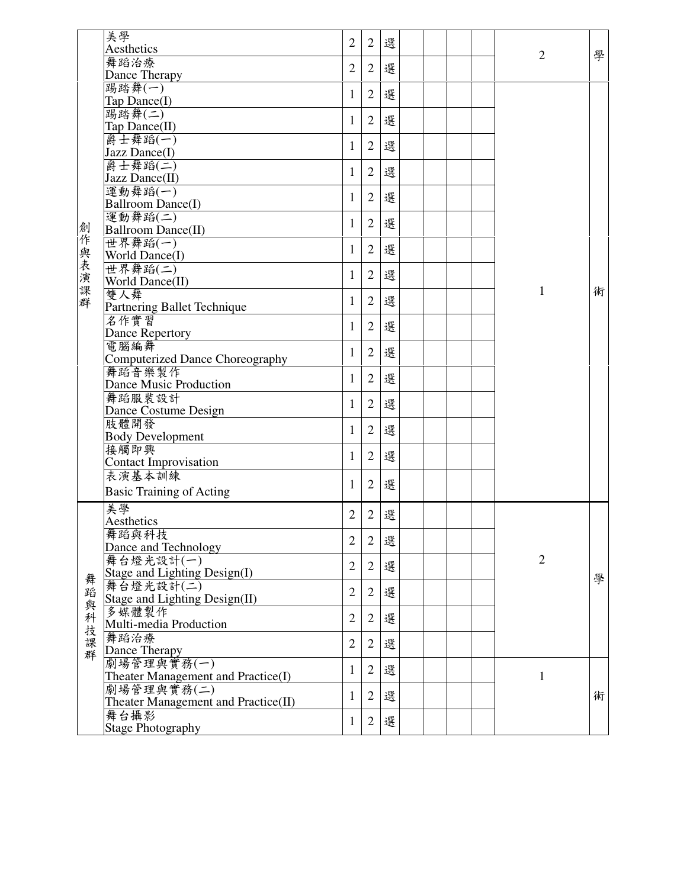|  |  |  |  |  |  |  |  |  |  |  |
|---|---|---|---|---|---|---|---|---|---|---|
|  | 美學<br>Aesthetics | 2 | 2 | 選 |  |  |  |  | 2 | 學 |
|  | 舞蹈治療<br>Dance Therapy | 2 | 2 | 選 |  |  |  |  |  |  |
| 創作與表演課群 | 踢踏舞(一)<br>Tap Dance(I) | 1 | 2 | 選 |  |  |  |  | 1 | 術 |
|  | 踢踏舞(二)<br>Tap Dance(II) | 1 | 2 | 選 |  |  |  |  |  |  |
|  | 爵士舞蹈(一)<br>Jazz Dance(I) | 1 | 2 | 選 |  |  |  |  |  |  |
|  | 爵士舞蹈(二)<br>Jazz Dance(II) | 1 | 2 | 選 |  |  |  |  |  |  |
|  | 運動舞蹈(一)<br>Ballroom Dance(I) | 1 | 2 | 選 |  |  |  |  |  |  |
|  | 運動舞蹈(二)<br>Ballroom Dance(II) | 1 | 2 | 選 |  |  |  |  |  |  |
|  | 世界舞蹈(一)<br>World Dance(I) | 1 | 2 | 選 |  |  |  |  |  |  |
|  | 世界舞蹈(二)<br>World Dance(II) | 1 | 2 | 選 |  |  |  |  |  |  |
|  | 雙人舞<br>Partnering Ballet Technique | 1 | 2 | 選 |  |  |  |  |  |  |
|  | 名作實習<br>Dance Repertory | 1 | 2 | 選 |  |  |  |  |  |  |
|  | 電腦編舞<br>Computerized Dance Choreography | 1 | 2 | 選 |  |  |  |  |  |  |
|  | 舞蹈音樂製作<br>Dance Music Production | 1 | 2 | 選 |  |  |  |  |  |  |
|  | 舞蹈服裝設計<br>Dance Costume Design | 1 | 2 | 選 |  |  |  |  |  |  |
|  | 肢體開發<br>Body Development | 1 | 2 | 選 |  |  |  |  |  |  |
|  | 接觸即興<br>Contact Improvisation | 1 | 2 | 選 |  |  |  |  |  |  |
|  | 表演基本訓練<br>Basic Training of Acting | 1 | 2 | 選 |  |  |  |  |  |  |
| 舞蹈與科技課群 | 美學<br>Aesthetics | 2 | 2 | 選 |  |  |  |  | 2 | 學 |
|  | 舞蹈與科技<br>Dance and Technology | 2 | 2 | 選 |  |  |  |  |  |  |
|  | 舞台燈光設計(一)<br>Stage and Lighting Design(I) | 2 | 2 | 選 |  |  |  |  |  |  |
|  | 舞台燈光設計(二)<br>Stage and Lighting Design(II) | 2 | 2 | 選 |  |  |  |  |  |  |
|  | 多媒體製作<br>Multi-media Production | 2 | 2 | 選 |  |  |  |  |  |  |
|  | 舞蹈治療<br>Dance Therapy | 2 | 2 | 選 |  |  |  |  |  |  |
|  | 劇場管理與實務(一)<br>Theater Management and Practice(I) | 1 | 2 | 選 |  |  |  |  | 1 | 術 |
|  | 劇場管理與實務(二)<br>Theater Management and Practice(II) | 1 | 2 | 選 |  |  |  |  |  |  |
|  | 舞台攝影<br>Stage Photography | 1 | 2 | 選 |  |  |  |  |  |  |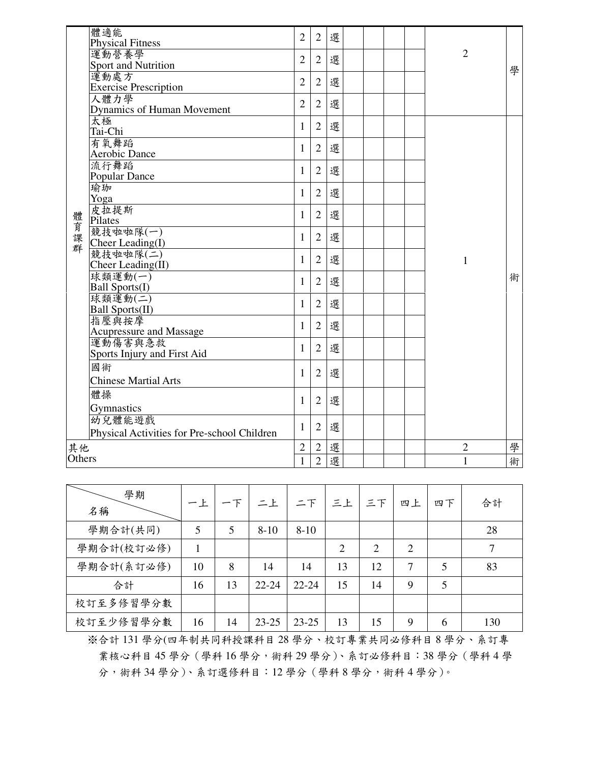| | | | | | | | | | | |
|---|---|---|---|---|---|---|---|---|---|---|
| 體育課群 | 體適能 Physical Fitness | 2 | 2 | 選 | | | | | 2 | 學 |
| | 運動營養學 Sport and Nutrition | 2 | 2 | 選 | | | | | | |
| | 運動處方 Exercise Prescription | 2 | 2 | 選 | | | | | | |
| | 人體力學 Dynamics of Human Movement | 2 | 2 | 選 | | | | | | |
| | 太極 Tai-Chi | 1 | 2 | 選 | | | | | 1 | 術 |
| | 有氧舞蹈 Aerobic Dance | 1 | 2 | 選 | | | | | | |
| | 流行舞蹈 Popular Dance | 1 | 2 | 選 | | | | | | |
| | 瑜珈 Yoga | 1 | 2 | 選 | | | | | | |
| | 皮拉提斯 Pilates | 1 | 2 | 選 | | | | | | |
| | 競技啦啦隊(一) Cheer Leading(I) | 1 | 2 | 選 | | | | | | |
| | 競技啦啦隊(二) Cheer Leading(II) | 1 | 2 | 選 | | | | | | |
| | 球類運動(一) Ball Sports(I) | 1 | 2 | 選 | | | | | | |
| | 球類運動(二) Ball Sports(II) | 1 | 2 | 選 | | | | | | |
| | 指壓與按摩 Acupressure and Massage | 1 | 2 | 選 | | | | | | |
| | 運動傷害與急救 Sports Injury and First Aid | 1 | 2 | 選 | | | | | | |
| | 國術 Chinese Martial Arts | 1 | 2 | 選 | | | | | | |
| | 體操 Gymnastics | 1 | 2 | 選 | | | | | | |
| | 幼兒體能遊戲 Physical Activities for Pre-school Children | 1 | 2 | 選 | | | | | | |
| 其他 Others | | 2 | 2 | 選 | | | | | 2 | 學 |
| | | 1 | 2 | 選 | | | | | 1 | 術 |

| 學期／名稱 | 一上 | 一下 | 二上 | 二下 | 三上 | 三下 | 四上 | 四下 | 合計 |
|---|---|---|---|---|---|---|---|---|---|
| 學期合計(共同) | 5 | 5 | 8-10 | 8-10 | | | | | 28 |
| 學期合計(校訂必修) | 1 | | | | 2 | 2 | 2 | | 7 |
| 學期合計(系訂必修) | 10 | 8 | 14 | 14 | 13 | 12 | 7 | 5 | 83 |
| 合計 | 16 | 13 | 22-24 | 22-24 | 15 | 14 | 9 | 5 | |
| 校訂至多修習學分數 | | | | | | | | | |
| 校訂至少修習學分數 | 16 | 14 | 23-25 | 23-25 | 13 | 15 | 9 | 6 | 130 |

※合計 131 學分(四年制共同科授課科目 28 學分、校訂專業共同必修科目 8 學分、系訂專業核心科目 45 學分（學科 16 學分，術科 29 學分）、系訂必修科目：38 學分（學科 4 學分，術科 34 學分）、系訂選修科目：12 學分（學科 8 學分，術科 4 學分)。